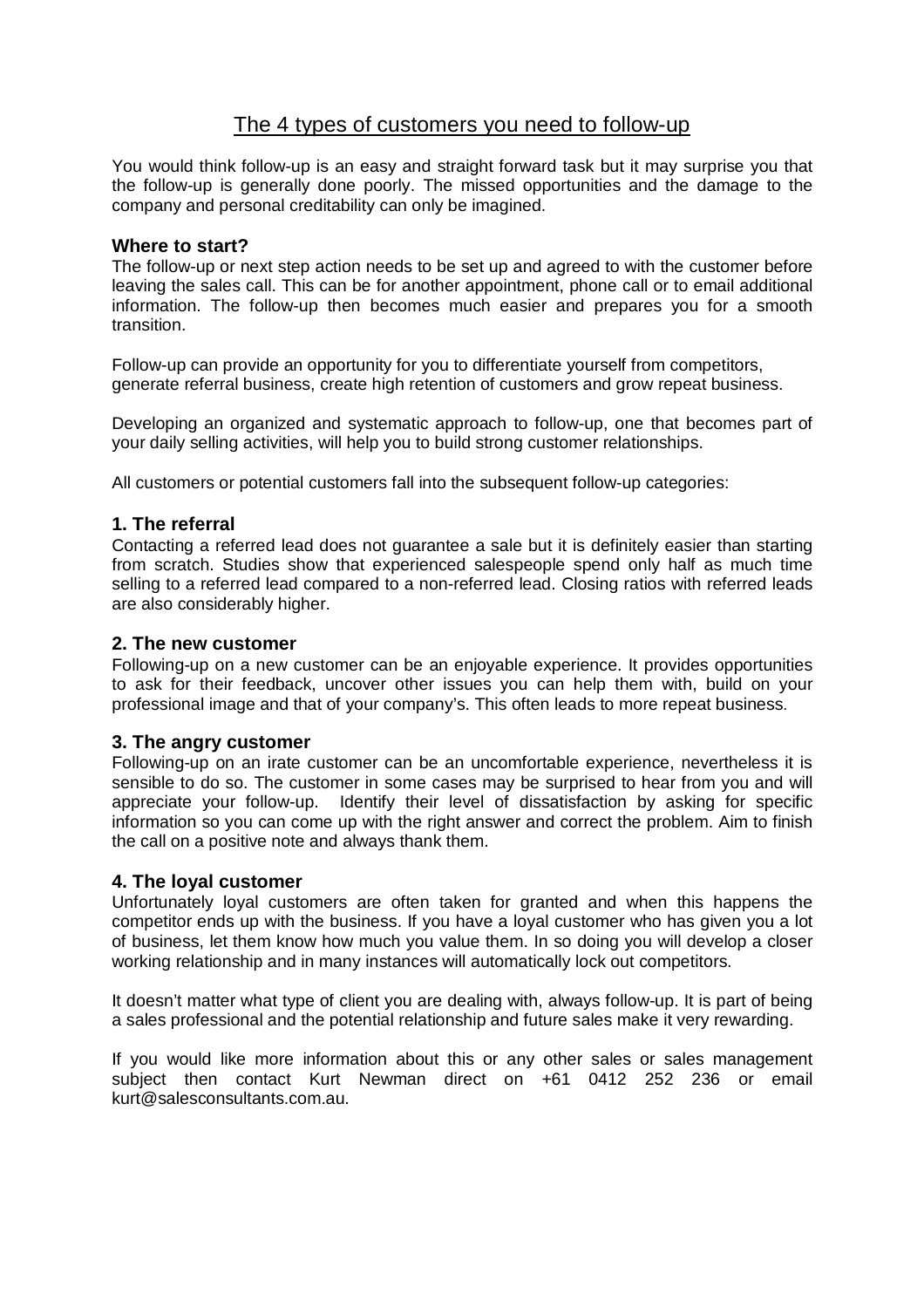# The 4 types of customers you need to follow-up

You would think follow-up is an easy and straight forward task but it may surprise you that the follow-up is generally done poorly. The missed opportunities and the damage to the company and personal creditability can only be imagined.

### Where to start?

The follow-up or next step action needs to be set up and agreed to with the customer before leaving the sales call. This can be for another appointment, phone call or to email additional information. The follow-up then becomes much easier and prepares you for a smooth transition.

Follow-up can provide an opportunity for you to differentiate yourself from competitors, generate referral business, create high retention of customers and grow repeat business.

Developing an organized and systematic approach to follow-up, one that becomes part of your daily selling activities, will help you to build strong customer relationships.

All customers or potential customers fall into the subsequent follow-up categories:

### 1. The referral

Contacting a referred lead does not guarantee a sale but it is definitely easier than starting from scratch. Studies show that experienced salespeople spend only half as much time selling to a referred lead compared to a non-referred lead. Closing ratios with referred leads are also considerably higher.

### 2. The new customer

Following-up on a new customer can be an enjoyable experience. It provides opportunities to ask for their feedback, uncover other issues you can help them with, build on your professional image and that of your company's. This often leads to more repeat business.

### 3. The angry customer

Following-up on an irate customer can be an uncomfortable experience, nevertheless it is sensible to do so. The customer in some cases may be surprised to hear from you and will appreciate your follow-up. Identify their level of dissatisfaction by asking for specific information so you can come up with the right answer and correct the problem. Aim to finish the call on a positive note and always thank them.

### 4. The loyal customer

Unfortunately loyal customers are often taken for granted and when this happens the competitor ends up with the business. If you have a loyal customer who has given you a lot of business, let them know how much you value them. In so doing you will develop a closer working relationship and in many instances will automatically lock out competitors.

It doesn't matter what type of client you are dealing with, always follow-up. It is part of being a sales professional and the potential relationship and future sales make it very rewarding.

If you would like more information about this or any other sales or sales management subject then contact Kurt Newman direct on +61 0412 252 236 or email kurt@salesconsultants.com.au.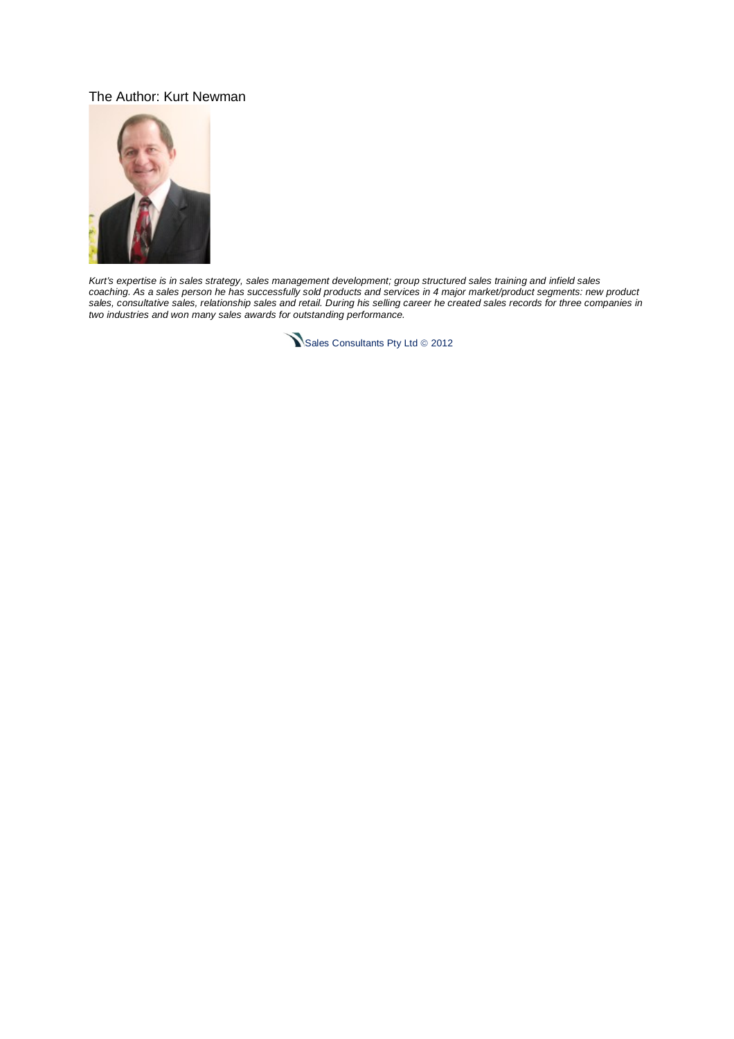The Author: Kurt Newman

*Kurt's expertise is in sales strategy, sales management development; group structured sales training and infield sales coaching. As a sales person he has successfully sold products and services in 4 major market/product segments: new product sales, consultative sales, relationship sales and retail. During his selling career he created sales records for three companies in two industries and won many sales awards for outstanding performance.*

Sales Consultants Pty Ltd © 2012